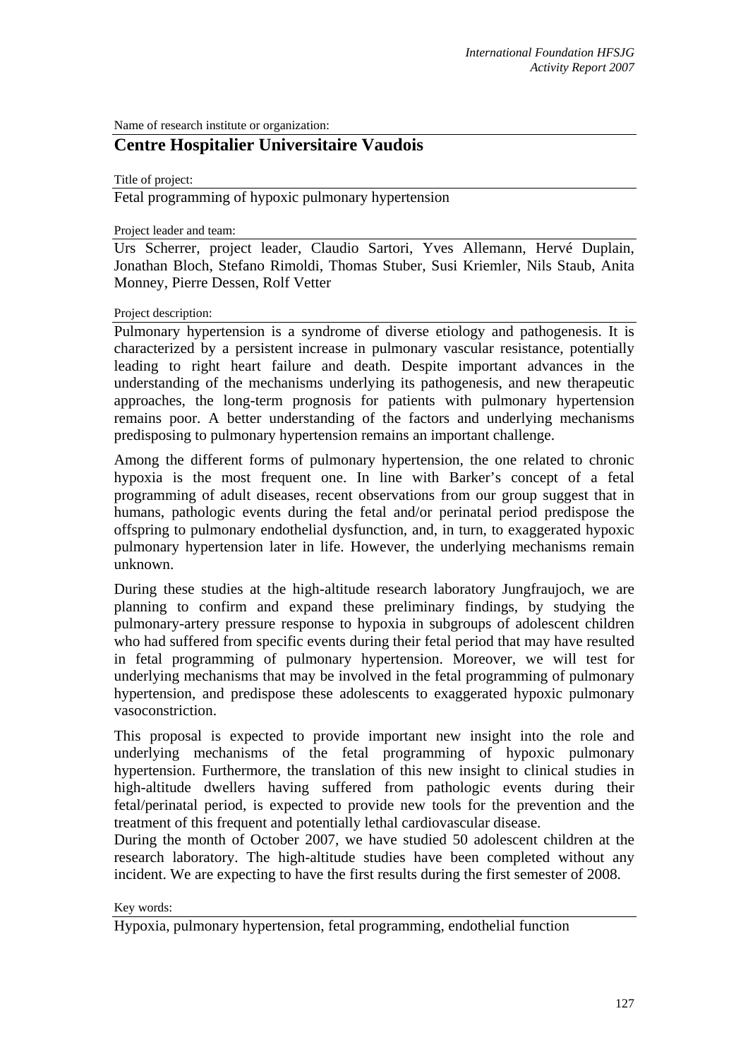Name of research institute or organization:

## Centre Hospitalier Universitaire Vaudois

Title of project:

Fetal programming of hypoxic pulmonary hypertension

Project leader and team:

Urs Scherrer, project leader, Claudio Sartori, Yves Allemann, Hervé Duplain, Jonathan Bloch, Stefano Rimoldi, Thomas Stuber, Susi Kriemler, Nils Staub, Anita Monney, Pierre Dessen, Rolf Vetter

Project description:

Pulmonary hypertension is a syndrome of diverse etiology and pathogenesis. It is characterized by a persistent increase in pulmonary vascular resistance, potentially leading to right heart failure and death. Despite important advances in the understanding of the mechanisms underlying its pathogenesis, and new therapeutic approaches, the long-term prognosis for patients with pulmonary hypertension remains poor. A better understanding of the factors and underlying mechanisms predisposing to pulmonary hypertension remains an important challenge.

Among the different forms of pulmonary hypertension, the one related to chronic hypoxia is the most frequent one. In line with Barker's concept of a fetal programming of adult diseases, recent observations from our group suggest that in humans, pathologic events during the fetal and/or perinatal period predispose the offspring to pulmonary endothelial dysfunction, and, in turn, to exaggerated hypoxic pulmonary hypertension later in life. However, the underlying mechanisms remain unknown.

During these studies at the high-altitude research laboratory Jungfraujoch, we are planning to confirm and expand these preliminary findings, by studying the pulmonary-artery pressure response to hypoxia in subgroups of adolescent children who had suffered from specific events during their fetal period that may have resulted in fetal programming of pulmonary hypertension. Moreover, we will test for underlying mechanisms that may be involved in the fetal programming of pulmonary hypertension, and predispose these adolescents to exaggerated hypoxic pulmonary vasoconstriction.

This proposal is expected to provide important new insight into the role and underlying mechanisms of the fetal programming of hypoxic pulmonary hypertension. Furthermore, the translation of this new insight to clinical studies in high-altitude dwellers having suffered from pathologic events during their fetal/perinatal period, is expected to provide new tools for the prevention and the treatment of this frequent and potentially lethal cardiovascular disease.

During the month of October 2007, we have studied 50 adolescent children at the research laboratory. The high-altitude studies have been completed without any incident. We are expecting to have the first results during the first semester of 2008.

Key words:

Hypoxia, pulmonary hypertension, fetal programming, endothelial function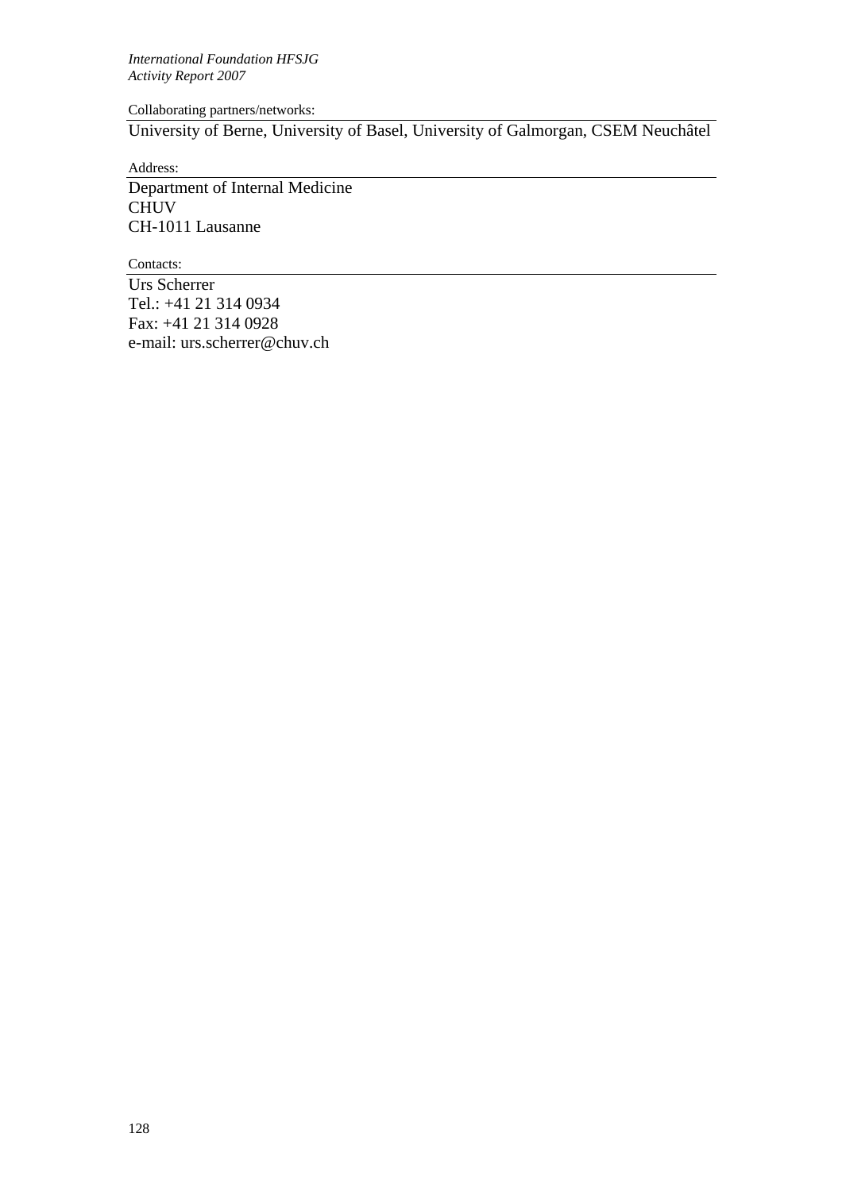Collaborating partners/networks:

University of Berne, University of Basel, University of Galmorgan, CSEM Neuchâtel

Address:

Department of Internal Medicine
CHUV
CH-1011 Lausanne

Contacts:

Urs Scherrer
Tel.: +41 21 314 0934
Fax: +41 21 314 0928
e-mail: urs.scherrer@chuv.ch